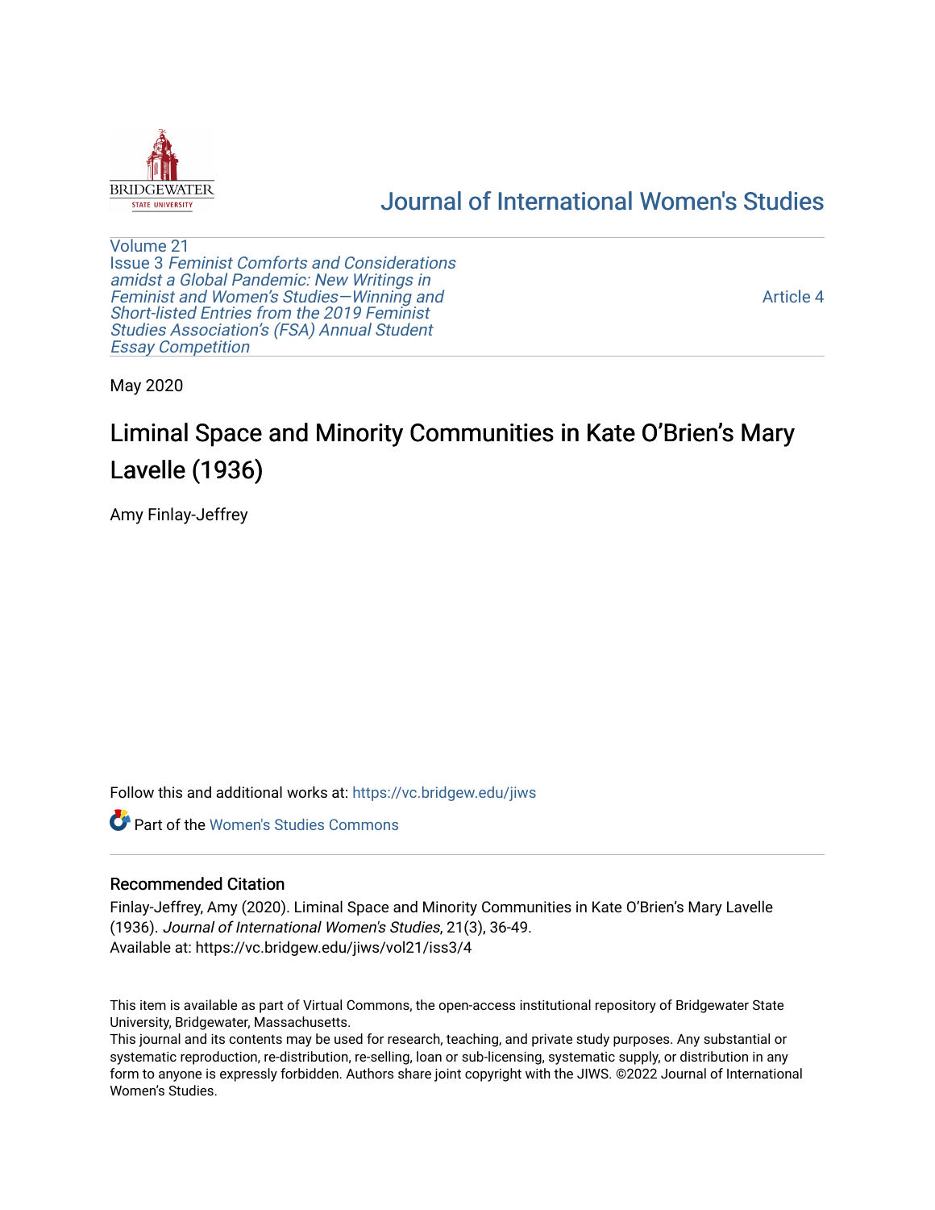BRIDGEWATER STATE UNIVERSITY

Journal of International Women's Studies

Volume 21
Issue 3 *Feminist Comforts and Considerations amidst a Global Pandemic: New Writings in Feminist and Women's Studies—Winning and Short-listed Entries from the 2019 Feminist Studies Association's (FSA) Annual Student Essay Competition*

Article 4

May 2020

# Liminal Space and Minority Communities in Kate O'Brien's Mary Lavelle (1936)

Amy Finlay-Jeffrey

Follow this and additional works at: https://vc.bridgew.edu/jiws

Part of the Women's Studies Commons

## Recommended Citation

Finlay-Jeffrey, Amy (2020). Liminal Space and Minority Communities in Kate O'Brien's Mary Lavelle (1936). *Journal of International Women's Studies*, 21(3), 36-49.
Available at: https://vc.bridgew.edu/jiws/vol21/iss3/4

This item is available as part of Virtual Commons, the open-access institutional repository of Bridgewater State University, Bridgewater, Massachusetts.
This journal and its contents may be used for research, teaching, and private study purposes. Any substantial or systematic reproduction, re-distribution, re-selling, loan or sub-licensing, systematic supply, or distribution in any form to anyone is expressly forbidden. Authors share joint copyright with the JIWS. ©2022 Journal of International Women's Studies.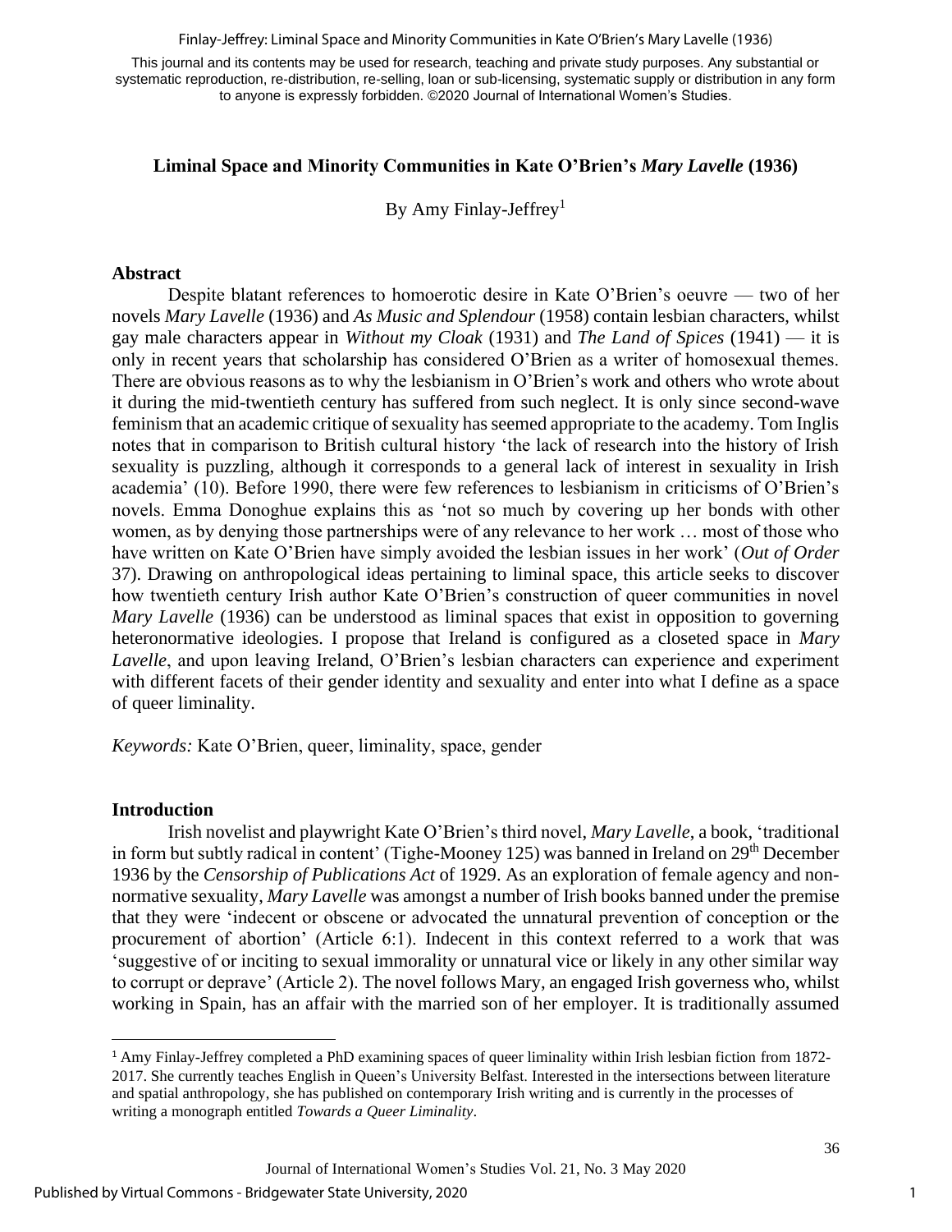**Liminal Space and Minority Communities in Kate O'Brien's *Mary Lavelle* (1936)**

By Amy Finlay-Jeffrey[1]

## Abstract

Despite blatant references to homoerotic desire in Kate O'Brien's oeuvre — two of her novels *Mary Lavelle* (1936) and *As Music and Splendour* (1958) contain lesbian characters, whilst gay male characters appear in *Without my Cloak* (1931) and *The Land of Spices* (1941) — it is only in recent years that scholarship has considered O'Brien as a writer of homosexual themes. There are obvious reasons as to why the lesbianism in O'Brien's work and others who wrote about it during the mid-twentieth century has suffered from such neglect. It is only since second-wave feminism that an academic critique of sexuality has seemed appropriate to the academy. Tom Inglis notes that in comparison to British cultural history 'the lack of research into the history of Irish sexuality is puzzling, although it corresponds to a general lack of interest in sexuality in Irish academia' (10). Before 1990, there were few references to lesbianism in criticisms of O'Brien's novels. Emma Donoghue explains this as 'not so much by covering up her bonds with other women, as by denying those partnerships were of any relevance to her work … most of those who have written on Kate O'Brien have simply avoided the lesbian issues in her work' (*Out of Order* 37). Drawing on anthropological ideas pertaining to liminal space, this article seeks to discover how twentieth century Irish author Kate O'Brien's construction of queer communities in novel *Mary Lavelle* (1936) can be understood as liminal spaces that exist in opposition to governing heteronormative ideologies. I propose that Ireland is configured as a closeted space in *Mary Lavelle*, and upon leaving Ireland, O'Brien's lesbian characters can experience and experiment with different facets of their gender identity and sexuality and enter into what I define as a space of queer liminality.

*Keywords:* Kate O'Brien, queer, liminality, space, gender

## Introduction

Irish novelist and playwright Kate O'Brien's third novel, *Mary Lavelle*, a book, 'traditional in form but subtly radical in content' (Tighe-Mooney 125) was banned in Ireland on 29th December 1936 by the *Censorship of Publications Act* of 1929. As an exploration of female agency and non-normative sexuality, *Mary Lavelle* was amongst a number of Irish books banned under the premise that they were 'indecent or obscene or advocated the unnatural prevention of conception or the procurement of abortion' (Article 6:1). Indecent in this context referred to a work that was 'suggestive of or inciting to sexual immorality or unnatural vice or likely in any other similar way to corrupt or deprave' (Article 2). The novel follows Mary, an engaged Irish governess who, whilst working in Spain, has an affair with the married son of her employer. It is traditionally assumed

---

[1] Amy Finlay-Jeffrey completed a PhD examining spaces of queer liminality within Irish lesbian fiction from 1872-2017. She currently teaches English in Queen's University Belfast. Interested in the intersections between literature and spatial anthropology, she has published on contemporary Irish writing and is currently in the processes of writing a monograph entitled *Towards a Queer Liminality*.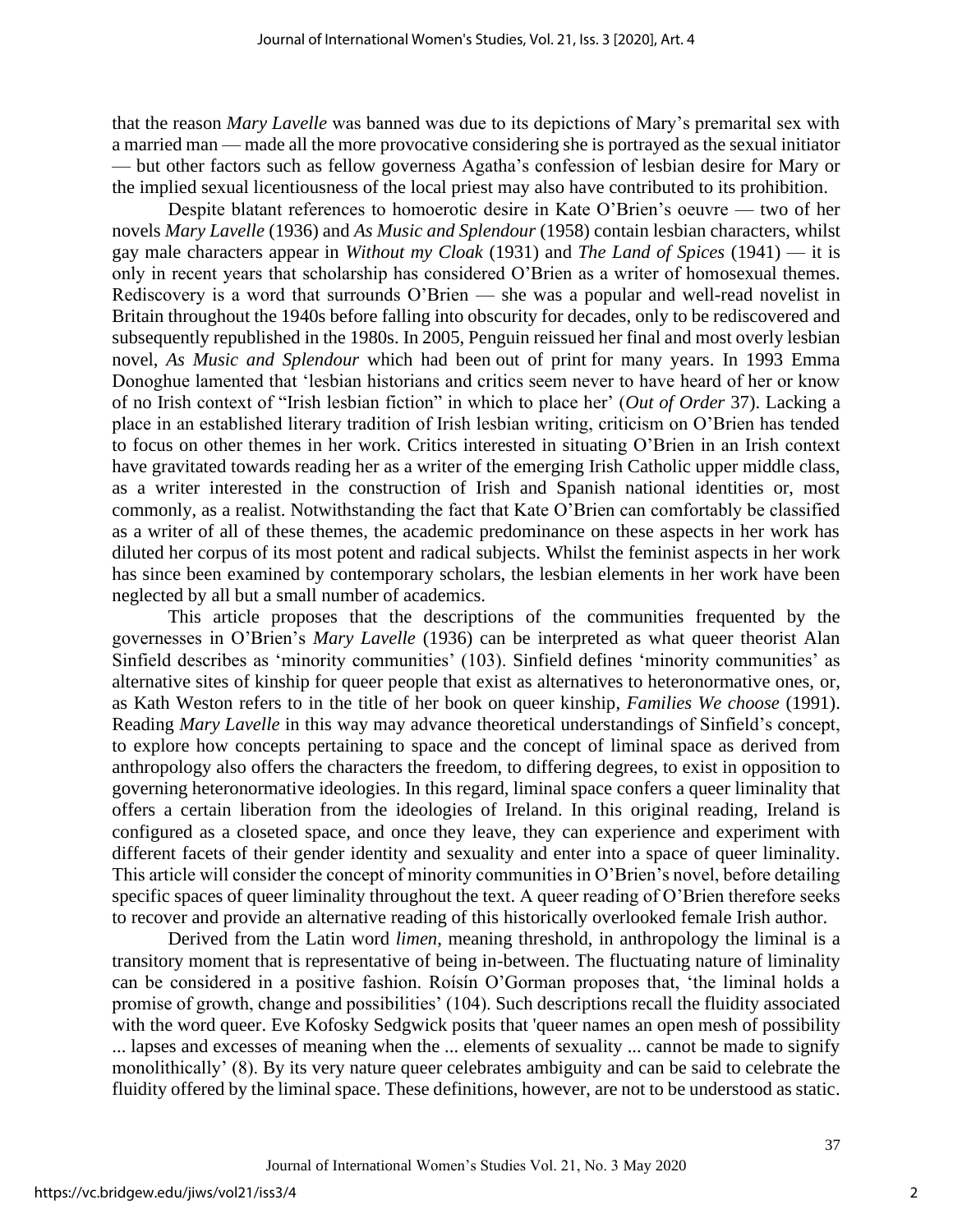that the reason *Mary Lavelle* was banned was due to its depictions of Mary's premarital sex with a married man — made all the more provocative considering she is portrayed as the sexual initiator — but other factors such as fellow governess Agatha's confession of lesbian desire for Mary or the implied sexual licentiousness of the local priest may also have contributed to its prohibition.

Despite blatant references to homoerotic desire in Kate O'Brien's oeuvre — two of her novels *Mary Lavelle* (1936) and *As Music and Splendour* (1958) contain lesbian characters, whilst gay male characters appear in *Without my Cloak* (1931) and *The Land of Spices* (1941) — it is only in recent years that scholarship has considered O'Brien as a writer of homosexual themes. Rediscovery is a word that surrounds O'Brien — she was a popular and well-read novelist in Britain throughout the 1940s before falling into obscurity for decades, only to be rediscovered and subsequently republished in the 1980s. In 2005, Penguin reissued her final and most overly lesbian novel, *As Music and Splendour* which had been out of print for many years. In 1993 Emma Donoghue lamented that 'lesbian historians and critics seem never to have heard of her or know of no Irish context of "Irish lesbian fiction" in which to place her' (*Out of Order* 37). Lacking a place in an established literary tradition of Irish lesbian writing, criticism on O'Brien has tended to focus on other themes in her work. Critics interested in situating O'Brien in an Irish context have gravitated towards reading her as a writer of the emerging Irish Catholic upper middle class, as a writer interested in the construction of Irish and Spanish national identities or, most commonly, as a realist. Notwithstanding the fact that Kate O'Brien can comfortably be classified as a writer of all of these themes, the academic predominance on these aspects in her work has diluted her corpus of its most potent and radical subjects. Whilst the feminist aspects in her work has since been examined by contemporary scholars, the lesbian elements in her work have been neglected by all but a small number of academics.

This article proposes that the descriptions of the communities frequented by the governesses in O'Brien's *Mary Lavelle* (1936) can be interpreted as what queer theorist Alan Sinfield describes as 'minority communities' (103). Sinfield defines 'minority communities' as alternative sites of kinship for queer people that exist as alternatives to heteronormative ones, or, as Kath Weston refers to in the title of her book on queer kinship, *Families We choose* (1991). Reading *Mary Lavelle* in this way may advance theoretical understandings of Sinfield's concept, to explore how concepts pertaining to space and the concept of liminal space as derived from anthropology also offers the characters the freedom, to differing degrees, to exist in opposition to governing heteronormative ideologies. In this regard, liminal space confers a queer liminality that offers a certain liberation from the ideologies of Ireland. In this original reading, Ireland is configured as a closeted space, and once they leave, they can experience and experiment with different facets of their gender identity and sexuality and enter into a space of queer liminality. This article will consider the concept of minority communities in O'Brien's novel, before detailing specific spaces of queer liminality throughout the text. A queer reading of O'Brien therefore seeks to recover and provide an alternative reading of this historically overlooked female Irish author.

Derived from the Latin word *limen*, meaning threshold, in anthropology the liminal is a transitory moment that is representative of being in-between. The fluctuating nature of liminality can be considered in a positive fashion. Roísín O'Gorman proposes that, 'the liminal holds a promise of growth, change and possibilities' (104). Such descriptions recall the fluidity associated with the word queer. Eve Kofosky Sedgwick posits that 'queer names an open mesh of possibility ... lapses and excesses of meaning when the ... elements of sexuality ... cannot be made to signify monolithically' (8). By its very nature queer celebrates ambiguity and can be said to celebrate the fluidity offered by the liminal space. These definitions, however, are not to be understood as static.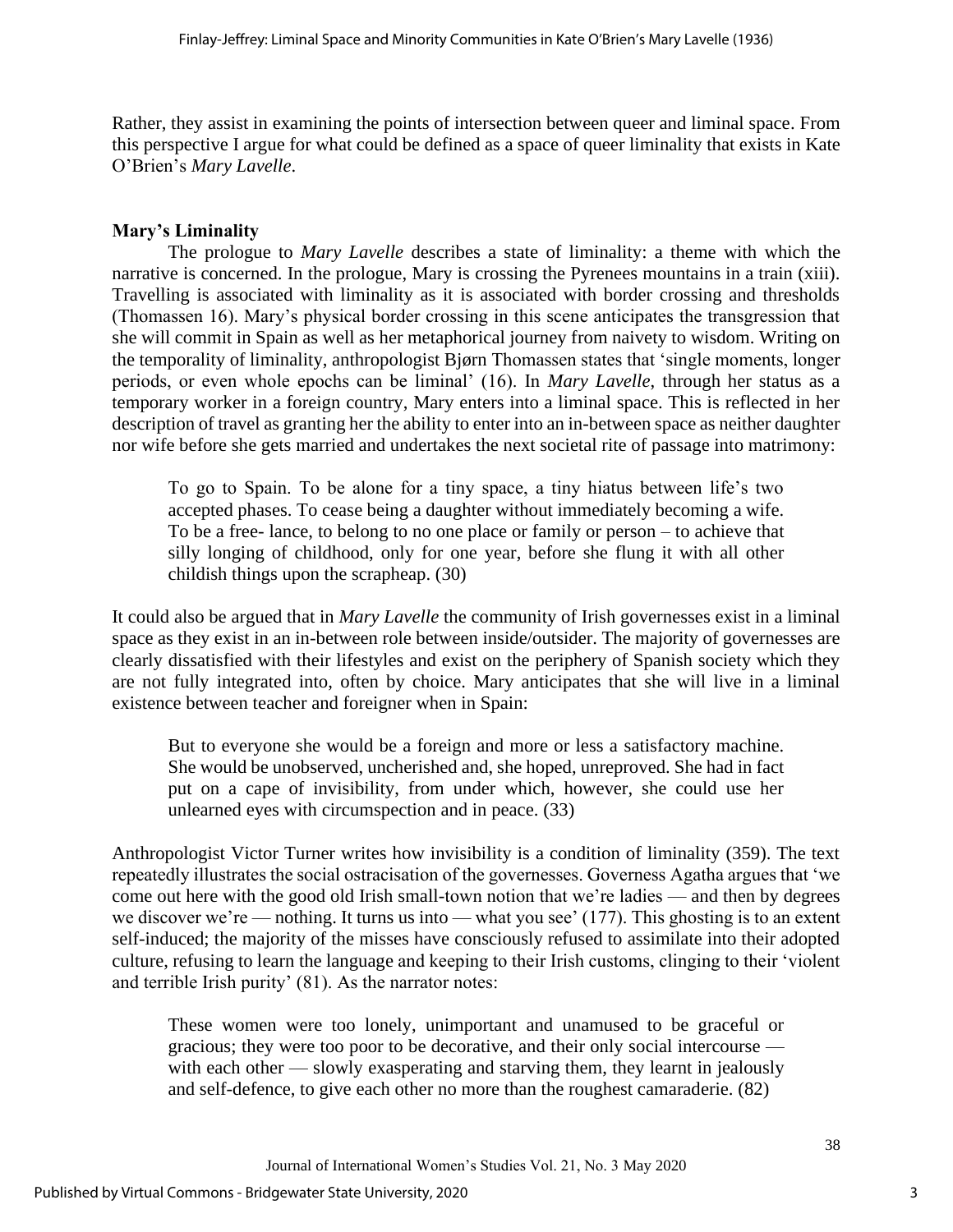Rather, they assist in examining the points of intersection between queer and liminal space. From this perspective I argue for what could be defined as a space of queer liminality that exists in Kate O'Brien's *Mary Lavelle*.

## Mary's Liminality

The prologue to *Mary Lavelle* describes a state of liminality: a theme with which the narrative is concerned. In the prologue, Mary is crossing the Pyrenees mountains in a train (xiii). Travelling is associated with liminality as it is associated with border crossing and thresholds (Thomassen 16). Mary's physical border crossing in this scene anticipates the transgression that she will commit in Spain as well as her metaphorical journey from naivety to wisdom. Writing on the temporality of liminality, anthropologist Bjørn Thomassen states that 'single moments, longer periods, or even whole epochs can be liminal' (16). In *Mary Lavelle*, through her status as a temporary worker in a foreign country, Mary enters into a liminal space. This is reflected in her description of travel as granting her the ability to enter into an in-between space as neither daughter nor wife before she gets married and undertakes the next societal rite of passage into matrimony:

> To go to Spain. To be alone for a tiny space, a tiny hiatus between life's two accepted phases. To cease being a daughter without immediately becoming a wife. To be a free- lance, to belong to no one place or family or person – to achieve that silly longing of childhood, only for one year, before she flung it with all other childish things upon the scrapheap. (30)

It could also be argued that in *Mary Lavelle* the community of Irish governesses exist in a liminal space as they exist in an in-between role between inside/outsider. The majority of governesses are clearly dissatisfied with their lifestyles and exist on the periphery of Spanish society which they are not fully integrated into, often by choice. Mary anticipates that she will live in a liminal existence between teacher and foreigner when in Spain:

> But to everyone she would be a foreign and more or less a satisfactory machine. She would be unobserved, uncherished and, she hoped, unreproved. She had in fact put on a cape of invisibility, from under which, however, she could use her unlearned eyes with circumspection and in peace. (33)

Anthropologist Victor Turner writes how invisibility is a condition of liminality (359). The text repeatedly illustrates the social ostracisation of the governesses. Governess Agatha argues that 'we come out here with the good old Irish small-town notion that we're ladies — and then by degrees we discover we're — nothing. It turns us into — what you see' (177). This ghosting is to an extent self-induced; the majority of the misses have consciously refused to assimilate into their adopted culture, refusing to learn the language and keeping to their Irish customs, clinging to their 'violent and terrible Irish purity' (81). As the narrator notes:

> These women were too lonely, unimportant and unamused to be graceful or gracious; they were too poor to be decorative, and their only social intercourse — with each other — slowly exasperating and starving them, they learnt in jealously and self-defence, to give each other no more than the roughest camaraderie. (82)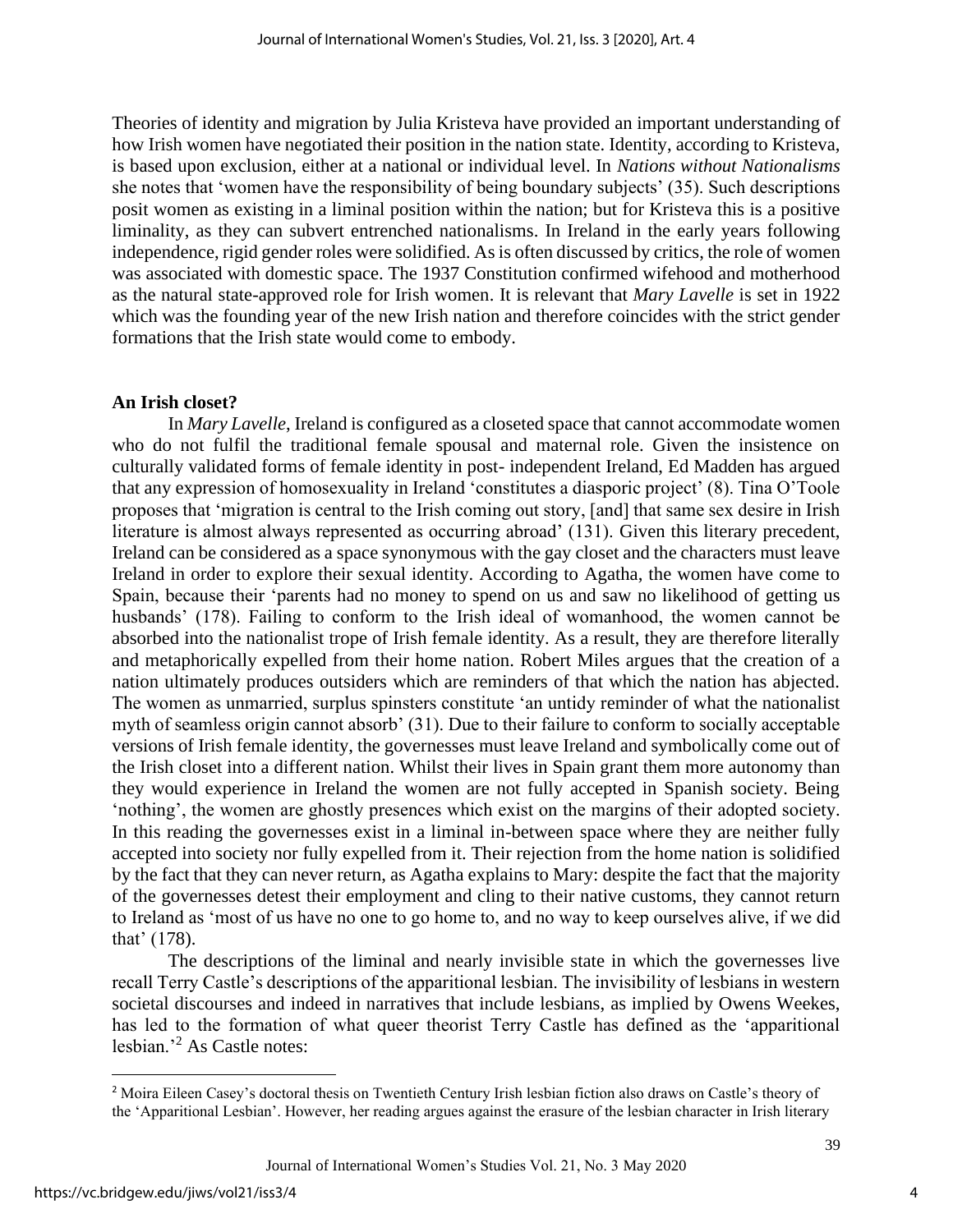Theories of identity and migration by Julia Kristeva have provided an important understanding of how Irish women have negotiated their position in the nation state. Identity, according to Kristeva, is based upon exclusion, either at a national or individual level. In *Nations without Nationalisms* she notes that 'women have the responsibility of being boundary subjects' (35). Such descriptions posit women as existing in a liminal position within the nation; but for Kristeva this is a positive liminality, as they can subvert entrenched nationalisms. In Ireland in the early years following independence, rigid gender roles were solidified. As is often discussed by critics, the role of women was associated with domestic space. The 1937 Constitution confirmed wifehood and motherhood as the natural state-approved role for Irish women. It is relevant that *Mary Lavelle* is set in 1922 which was the founding year of the new Irish nation and therefore coincides with the strict gender formations that the Irish state would come to embody.

**An Irish closet?**

In *Mary Lavelle*, Ireland is configured as a closeted space that cannot accommodate women who do not fulfil the traditional female spousal and maternal role. Given the insistence on culturally validated forms of female identity in post- independent Ireland, Ed Madden has argued that any expression of homosexuality in Ireland 'constitutes a diasporic project' (8). Tina O'Toole proposes that 'migration is central to the Irish coming out story, [and] that same sex desire in Irish literature is almost always represented as occurring abroad' (131). Given this literary precedent, Ireland can be considered as a space synonymous with the gay closet and the characters must leave Ireland in order to explore their sexual identity. According to Agatha, the women have come to Spain, because their 'parents had no money to spend on us and saw no likelihood of getting us husbands' (178). Failing to conform to the Irish ideal of womanhood, the women cannot be absorbed into the nationalist trope of Irish female identity. As a result, they are therefore literally and metaphorically expelled from their home nation. Robert Miles argues that the creation of a nation ultimately produces outsiders which are reminders of that which the nation has abjected. The women as unmarried, surplus spinsters constitute 'an untidy reminder of what the nationalist myth of seamless origin cannot absorb' (31). Due to their failure to conform to socially acceptable versions of Irish female identity, the governesses must leave Ireland and symbolically come out of the Irish closet into a different nation. Whilst their lives in Spain grant them more autonomy than they would experience in Ireland the women are not fully accepted in Spanish society. Being 'nothing', the women are ghostly presences which exist on the margins of their adopted society. In this reading the governesses exist in a liminal in-between space where they are neither fully accepted into society nor fully expelled from it. Their rejection from the home nation is solidified by the fact that they can never return, as Agatha explains to Mary: despite the fact that the majority of the governesses detest their employment and cling to their native customs, they cannot return to Ireland as 'most of us have no one to go home to, and no way to keep ourselves alive, if we did that' (178).

The descriptions of the liminal and nearly invisible state in which the governesses live recall Terry Castle's descriptions of the apparitional lesbian. The invisibility of lesbians in western societal discourses and indeed in narratives that include lesbians, as implied by Owens Weekes, has led to the formation of what queer theorist Terry Castle has defined as the 'apparitional lesbian.'[2] As Castle notes:

[2] Moira Eileen Casey's doctoral thesis on Twentieth Century Irish lesbian fiction also draws on Castle's theory of the 'Apparitional Lesbian'. However, her reading argues against the erasure of the lesbian character in Irish literary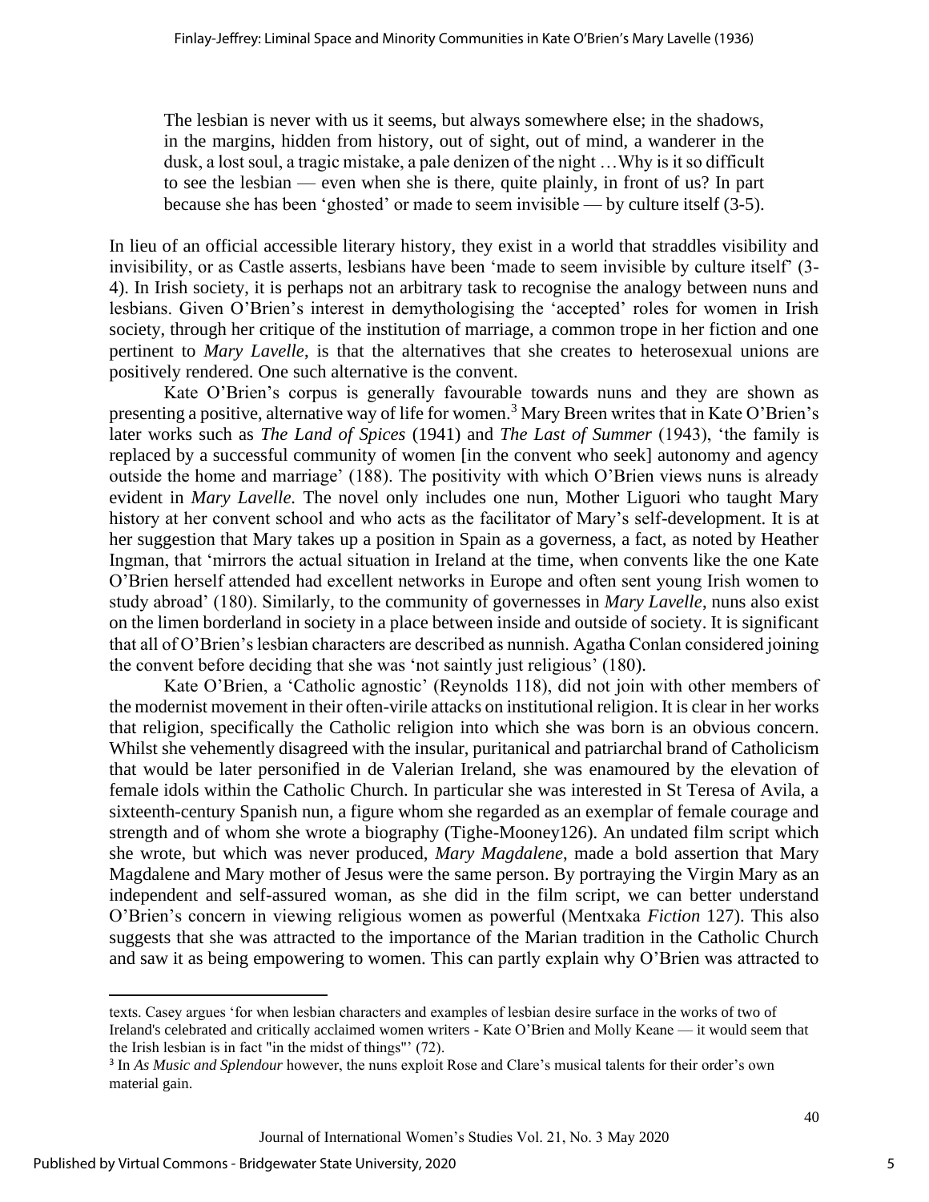> The lesbian is never with us it seems, but always somewhere else; in the shadows, in the margins, hidden from history, out of sight, out of mind, a wanderer in the dusk, a lost soul, a tragic mistake, a pale denizen of the night …Why is it so difficult to see the lesbian — even when she is there, quite plainly, in front of us? In part because she has been 'ghosted' or made to seem invisible — by culture itself (3-5).

In lieu of an official accessible literary history, they exist in a world that straddles visibility and invisibility, or as Castle asserts, lesbians have been 'made to seem invisible by culture itself' (3-4). In Irish society, it is perhaps not an arbitrary task to recognise the analogy between nuns and lesbians. Given O'Brien's interest in demythologising the 'accepted' roles for women in Irish society, through her critique of the institution of marriage, a common trope in her fiction and one pertinent to *Mary Lavelle*, is that the alternatives that she creates to heterosexual unions are positively rendered. One such alternative is the convent.

Kate O'Brien's corpus is generally favourable towards nuns and they are shown as presenting a positive, alternative way of life for women.[3] Mary Breen writes that in Kate O'Brien's later works such as *The Land of Spices* (1941) and *The Last of Summer* (1943), 'the family is replaced by a successful community of women [in the convent who seek] autonomy and agency outside the home and marriage' (188). The positivity with which O'Brien views nuns is already evident in *Mary Lavelle.* The novel only includes one nun, Mother Liguori who taught Mary history at her convent school and who acts as the facilitator of Mary's self-development. It is at her suggestion that Mary takes up a position in Spain as a governess, a fact, as noted by Heather Ingman, that 'mirrors the actual situation in Ireland at the time, when convents like the one Kate O'Brien herself attended had excellent networks in Europe and often sent young Irish women to study abroad' (180). Similarly, to the community of governesses in *Mary Lavelle*, nuns also exist on the limen borderland in society in a place between inside and outside of society. It is significant that all of O'Brien's lesbian characters are described as nunnish. Agatha Conlan considered joining the convent before deciding that she was 'not saintly just religious' (180).

Kate O'Brien, a 'Catholic agnostic' (Reynolds 118), did not join with other members of the modernist movement in their often-virile attacks on institutional religion. It is clear in her works that religion, specifically the Catholic religion into which she was born is an obvious concern. Whilst she vehemently disagreed with the insular, puritanical and patriarchal brand of Catholicism that would be later personified in de Valerian Ireland, she was enamoured by the elevation of female idols within the Catholic Church. In particular she was interested in St Teresa of Avila, a sixteenth-century Spanish nun, a figure whom she regarded as an exemplar of female courage and strength and of whom she wrote a biography (Tighe-Mooney126). An undated film script which she wrote, but which was never produced, *Mary Magdalene*, made a bold assertion that Mary Magdalene and Mary mother of Jesus were the same person. By portraying the Virgin Mary as an independent and self-assured woman, as she did in the film script, we can better understand O'Brien's concern in viewing religious women as powerful (Mentxaka *Fiction* 127). This also suggests that she was attracted to the importance of the Marian tradition in the Catholic Church and saw it as being empowering to women. This can partly explain why O'Brien was attracted to

---

texts. Casey argues 'for when lesbian characters and examples of lesbian desire surface in the works of two of Ireland's celebrated and critically acclaimed women writers - Kate O'Brien and Molly Keane — it would seem that the Irish lesbian is in fact "in the midst of things"' (72).

[3] In *As Music and Splendour* however, the nuns exploit Rose and Clare's musical talents for their order's own material gain.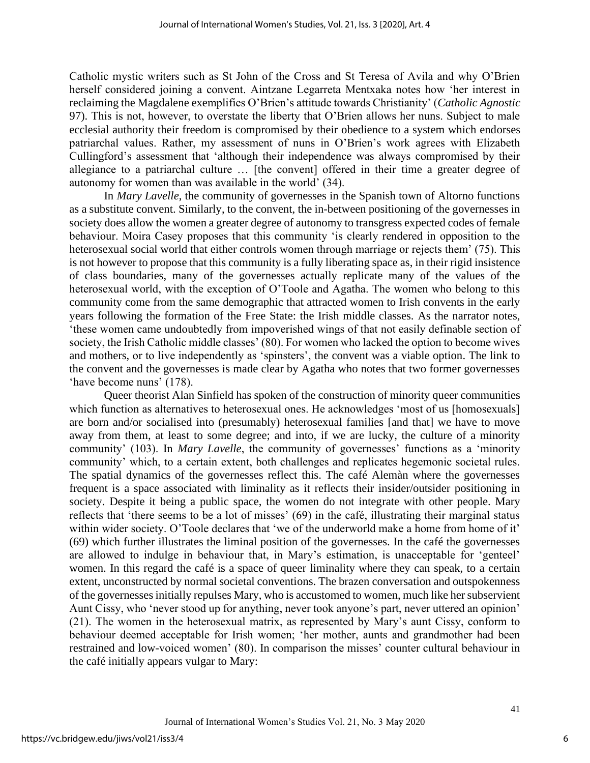Catholic mystic writers such as St John of the Cross and St Teresa of Avila and why O'Brien herself considered joining a convent. Aintzane Legarreta Mentxaka notes how 'her interest in reclaiming the Magdalene exemplifies O'Brien's attitude towards Christianity' (*Catholic Agnostic* 97). This is not, however, to overstate the liberty that O'Brien allows her nuns. Subject to male ecclesial authority their freedom is compromised by their obedience to a system which endorses patriarchal values. Rather, my assessment of nuns in O'Brien's work agrees with Elizabeth Cullingford's assessment that 'although their independence was always compromised by their allegiance to a patriarchal culture … [the convent] offered in their time a greater degree of autonomy for women than was available in the world' (34).

In *Mary Lavelle*, the community of governesses in the Spanish town of Altorno functions as a substitute convent. Similarly, to the convent, the in-between positioning of the governesses in society does allow the women a greater degree of autonomy to transgress expected codes of female behaviour. Moira Casey proposes that this community 'is clearly rendered in opposition to the heterosexual social world that either controls women through marriage or rejects them' (75). This is not however to propose that this community is a fully liberating space as, in their rigid insistence of class boundaries, many of the governesses actually replicate many of the values of the heterosexual world, with the exception of O'Toole and Agatha. The women who belong to this community come from the same demographic that attracted women to Irish convents in the early years following the formation of the Free State: the Irish middle classes. As the narrator notes, 'these women came undoubtedly from impoverished wings of that not easily definable section of society, the Irish Catholic middle classes' (80). For women who lacked the option to become wives and mothers, or to live independently as 'spinsters', the convent was a viable option. The link to the convent and the governesses is made clear by Agatha who notes that two former governesses 'have become nuns' (178).

Queer theorist Alan Sinfield has spoken of the construction of minority queer communities which function as alternatives to heterosexual ones. He acknowledges 'most of us [homosexuals] are born and/or socialised into (presumably) heterosexual families [and that] we have to move away from them, at least to some degree; and into, if we are lucky, the culture of a minority community' (103). In *Mary Lavelle*, the community of governesses' functions as a 'minority community' which, to a certain extent, both challenges and replicates hegemonic societal rules. The spatial dynamics of the governesses reflect this. The café Alemàn where the governesses frequent is a space associated with liminality as it reflects their insider/outsider positioning in society. Despite it being a public space, the women do not integrate with other people. Mary reflects that 'there seems to be a lot of misses' (69) in the café, illustrating their marginal status within wider society. O'Toole declares that 'we of the underworld make a home from home of it' (69) which further illustrates the liminal position of the governesses. In the café the governesses are allowed to indulge in behaviour that, in Mary's estimation, is unacceptable for 'genteel' women. In this regard the café is a space of queer liminality where they can speak, to a certain extent, unconstructed by normal societal conventions. The brazen conversation and outspokenness of the governesses initially repulses Mary, who is accustomed to women, much like her subservient Aunt Cissy, who 'never stood up for anything, never took anyone's part, never uttered an opinion' (21). The women in the heterosexual matrix, as represented by Mary's aunt Cissy, conform to behaviour deemed acceptable for Irish women; 'her mother, aunts and grandmother had been restrained and low-voiced women' (80). In comparison the misses' counter cultural behaviour in the café initially appears vulgar to Mary: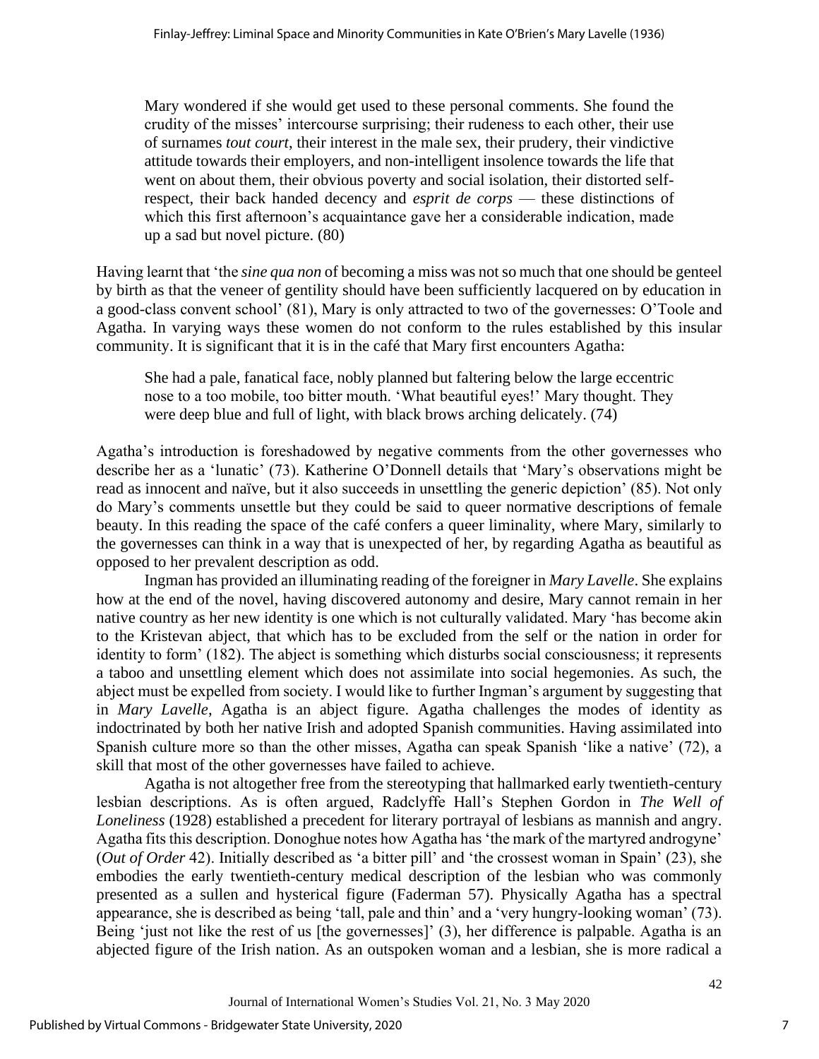> Mary wondered if she would get used to these personal comments. She found the crudity of the misses' intercourse surprising; their rudeness to each other, their use of surnames *tout court*, their interest in the male sex, their prudery, their vindictive attitude towards their employers, and non-intelligent insolence towards the life that went on about them, their obvious poverty and social isolation, their distorted self-respect, their back handed decency and *esprit de corps* — these distinctions of which this first afternoon's acquaintance gave her a considerable indication, made up a sad but novel picture. (80)

Having learnt that 'the *sine qua non* of becoming a miss was not so much that one should be genteel by birth as that the veneer of gentility should have been sufficiently lacquered on by education in a good-class convent school' (81), Mary is only attracted to two of the governesses: O'Toole and Agatha. In varying ways these women do not conform to the rules established by this insular community. It is significant that it is in the café that Mary first encounters Agatha:

> She had a pale, fanatical face, nobly planned but faltering below the large eccentric nose to a too mobile, too bitter mouth. 'What beautiful eyes!' Mary thought. They were deep blue and full of light, with black brows arching delicately. (74)

Agatha's introduction is foreshadowed by negative comments from the other governesses who describe her as a 'lunatic' (73). Katherine O'Donnell details that 'Mary's observations might be read as innocent and naïve, but it also succeeds in unsettling the generic depiction' (85). Not only do Mary's comments unsettle but they could be said to queer normative descriptions of female beauty. In this reading the space of the café confers a queer liminality, where Mary, similarly to the governesses can think in a way that is unexpected of her, by regarding Agatha as beautiful as opposed to her prevalent description as odd.

Ingman has provided an illuminating reading of the foreigner in *Mary Lavelle*. She explains how at the end of the novel, having discovered autonomy and desire, Mary cannot remain in her native country as her new identity is one which is not culturally validated. Mary 'has become akin to the Kristevan abject, that which has to be excluded from the self or the nation in order for identity to form' (182). The abject is something which disturbs social consciousness; it represents a taboo and unsettling element which does not assimilate into social hegemonies. As such, the abject must be expelled from society. I would like to further Ingman's argument by suggesting that in *Mary Lavelle*, Agatha is an abject figure. Agatha challenges the modes of identity as indoctrinated by both her native Irish and adopted Spanish communities. Having assimilated into Spanish culture more so than the other misses, Agatha can speak Spanish 'like a native' (72), a skill that most of the other governesses have failed to achieve.

Agatha is not altogether free from the stereotyping that hallmarked early twentieth-century lesbian descriptions. As is often argued, Radclyffe Hall's Stephen Gordon in *The Well of Loneliness* (1928) established a precedent for literary portrayal of lesbians as mannish and angry. Agatha fits this description. Donoghue notes how Agatha has 'the mark of the martyred androgyne' (*Out of Order* 42). Initially described as 'a bitter pill' and 'the crossest woman in Spain' (23), she embodies the early twentieth-century medical description of the lesbian who was commonly presented as a sullen and hysterical figure (Faderman 57). Physically Agatha has a spectral appearance, she is described as being 'tall, pale and thin' and a 'very hungry-looking woman' (73). Being 'just not like the rest of us [the governesses]' (3), her difference is palpable. Agatha is an abjected figure of the Irish nation. As an outspoken woman and a lesbian, she is more radical a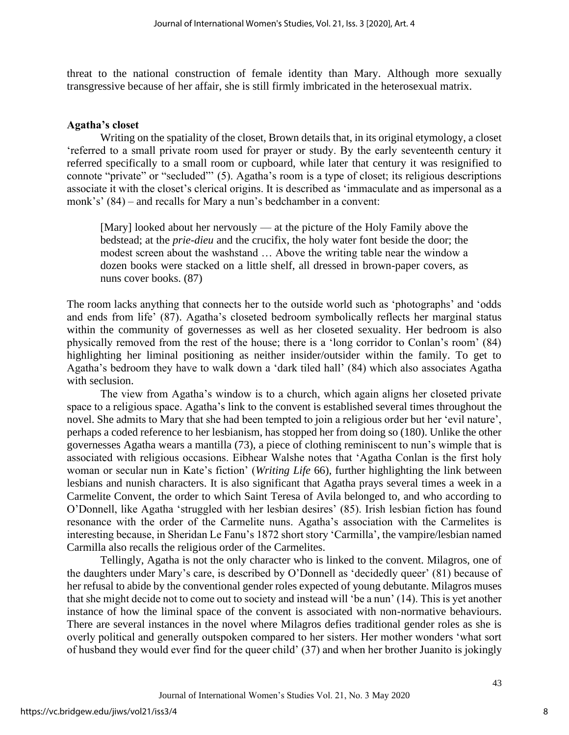threat to the national construction of female identity than Mary. Although more sexually transgressive because of her affair, she is still firmly imbricated in the heterosexual matrix.

### Agatha's closet

Writing on the spatiality of the closet, Brown details that, in its original etymology, a closet 'referred to a small private room used for prayer or study. By the early seventeenth century it referred specifically to a small room or cupboard, while later that century it was resignified to connote "private" or "secluded"' (5). Agatha's room is a type of closet; its religious descriptions associate it with the closet's clerical origins. It is described as 'immaculate and as impersonal as a monk's' (84) – and recalls for Mary a nun's bedchamber in a convent:

> [Mary] looked about her nervously — at the picture of the Holy Family above the bedstead; at the *prie-dieu* and the crucifix, the holy water font beside the door; the modest screen about the washstand … Above the writing table near the window a dozen books were stacked on a little shelf, all dressed in brown-paper covers, as nuns cover books. (87)

The room lacks anything that connects her to the outside world such as 'photographs' and 'odds and ends from life' (87). Agatha's closeted bedroom symbolically reflects her marginal status within the community of governesses as well as her closeted sexuality. Her bedroom is also physically removed from the rest of the house; there is a 'long corridor to Conlan's room' (84) highlighting her liminal positioning as neither insider/outsider within the family. To get to Agatha's bedroom they have to walk down a 'dark tiled hall' (84) which also associates Agatha with seclusion.

The view from Agatha's window is to a church, which again aligns her closeted private space to a religious space. Agatha's link to the convent is established several times throughout the novel. She admits to Mary that she had been tempted to join a religious order but her 'evil nature', perhaps a coded reference to her lesbianism, has stopped her from doing so (180). Unlike the other governesses Agatha wears a mantilla (73), a piece of clothing reminiscent to nun's wimple that is associated with religious occasions. Eibhear Walshe notes that 'Agatha Conlan is the first holy woman or secular nun in Kate's fiction' (*Writing Life* 66), further highlighting the link between lesbians and nunish characters. It is also significant that Agatha prays several times a week in a Carmelite Convent, the order to which Saint Teresa of Avila belonged to, and who according to O'Donnell, like Agatha 'struggled with her lesbian desires' (85). Irish lesbian fiction has found resonance with the order of the Carmelite nuns. Agatha's association with the Carmelites is interesting because, in Sheridan Le Fanu's 1872 short story 'Carmilla', the vampire/lesbian named Carmilla also recalls the religious order of the Carmelites.

Tellingly, Agatha is not the only character who is linked to the convent. Milagros, one of the daughters under Mary's care, is described by O'Donnell as 'decidedly queer' (81) because of her refusal to abide by the conventional gender roles expected of young debutante. Milagros muses that she might decide not to come out to society and instead will 'be a nun' (14). This is yet another instance of how the liminal space of the convent is associated with non-normative behaviours. There are several instances in the novel where Milagros defies traditional gender roles as she is overly political and generally outspoken compared to her sisters. Her mother wonders 'what sort of husband they would ever find for the queer child' (37) and when her brother Juanito is jokingly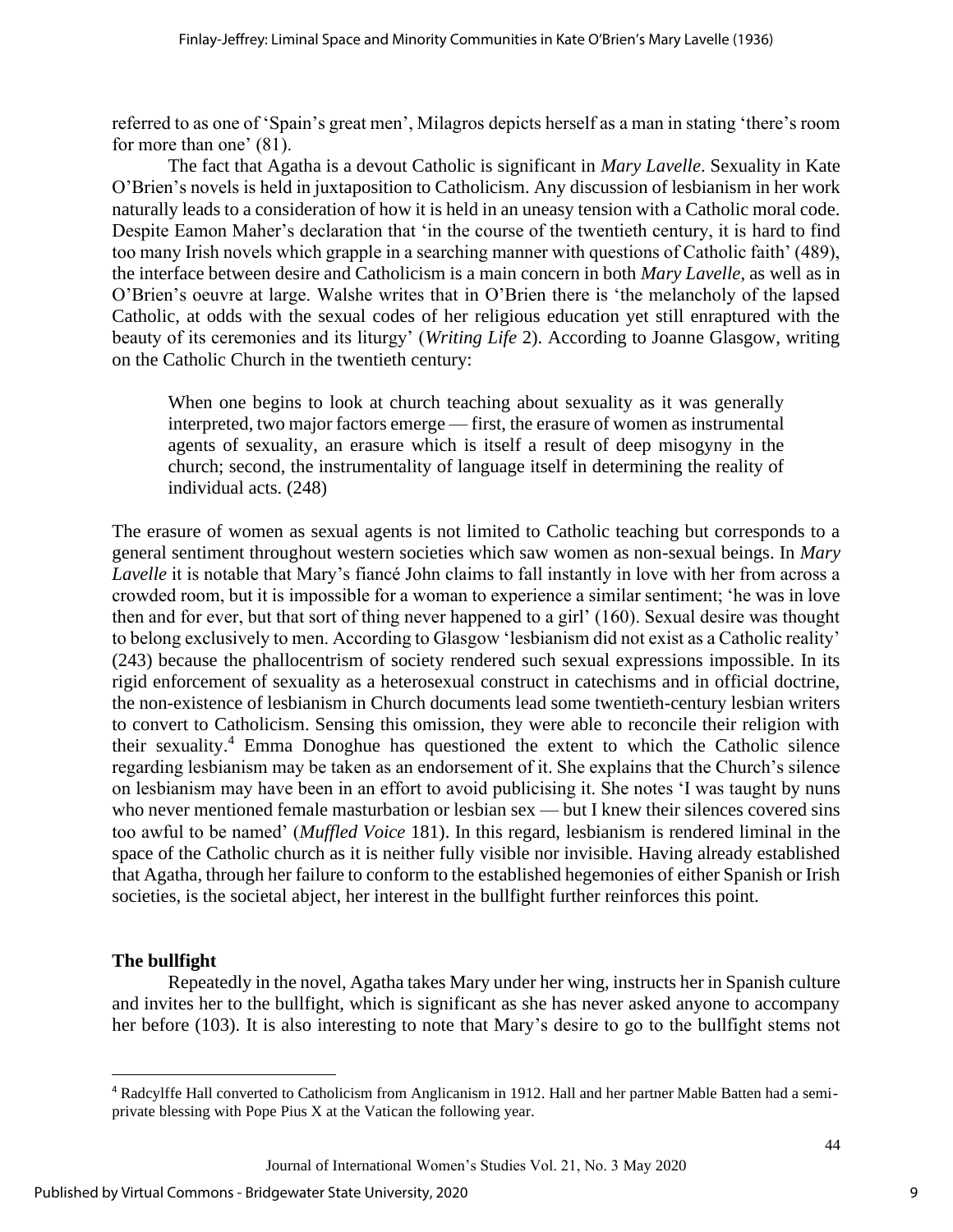referred to as one of 'Spain's great men', Milagros depicts herself as a man in stating 'there's room for more than one' (81).

The fact that Agatha is a devout Catholic is significant in *Mary Lavelle*. Sexuality in Kate O'Brien's novels is held in juxtaposition to Catholicism. Any discussion of lesbianism in her work naturally leads to a consideration of how it is held in an uneasy tension with a Catholic moral code. Despite Eamon Maher's declaration that 'in the course of the twentieth century, it is hard to find too many Irish novels which grapple in a searching manner with questions of Catholic faith' (489), the interface between desire and Catholicism is a main concern in both *Mary Lavelle*, as well as in O'Brien's oeuvre at large. Walshe writes that in O'Brien there is 'the melancholy of the lapsed Catholic, at odds with the sexual codes of her religious education yet still enraptured with the beauty of its ceremonies and its liturgy' (*Writing Life* 2). According to Joanne Glasgow, writing on the Catholic Church in the twentieth century:

> When one begins to look at church teaching about sexuality as it was generally interpreted, two major factors emerge — first, the erasure of women as instrumental agents of sexuality, an erasure which is itself a result of deep misogyny in the church; second, the instrumentality of language itself in determining the reality of individual acts. (248)

The erasure of women as sexual agents is not limited to Catholic teaching but corresponds to a general sentiment throughout western societies which saw women as non-sexual beings. In *Mary Lavelle* it is notable that Mary's fiancé John claims to fall instantly in love with her from across a crowded room, but it is impossible for a woman to experience a similar sentiment; 'he was in love then and for ever, but that sort of thing never happened to a girl' (160). Sexual desire was thought to belong exclusively to men. According to Glasgow 'lesbianism did not exist as a Catholic reality' (243) because the phallocentrism of society rendered such sexual expressions impossible. In its rigid enforcement of sexuality as a heterosexual construct in catechisms and in official doctrine, the non-existence of lesbianism in Church documents lead some twentieth-century lesbian writers to convert to Catholicism. Sensing this omission, they were able to reconcile their religion with their sexuality.[4] Emma Donoghue has questioned the extent to which the Catholic silence regarding lesbianism may be taken as an endorsement of it. She explains that the Church's silence on lesbianism may have been in an effort to avoid publicising it. She notes 'I was taught by nuns who never mentioned female masturbation or lesbian sex — but I knew their silences covered sins too awful to be named' (*Muffled Voice* 181). In this regard, lesbianism is rendered liminal in the space of the Catholic church as it is neither fully visible nor invisible. Having already established that Agatha, through her failure to conform to the established hegemonies of either Spanish or Irish societies, is the societal abject, her interest in the bullfight further reinforces this point.

## The bullfight

Repeatedly in the novel, Agatha takes Mary under her wing, instructs her in Spanish culture and invites her to the bullfight, which is significant as she has never asked anyone to accompany her before (103). It is also interesting to note that Mary's desire to go to the bullfight stems not

---

[4] Radcylffe Hall converted to Catholicism from Anglicanism in 1912. Hall and her partner Mable Batten had a semi-private blessing with Pope Pius X at the Vatican the following year.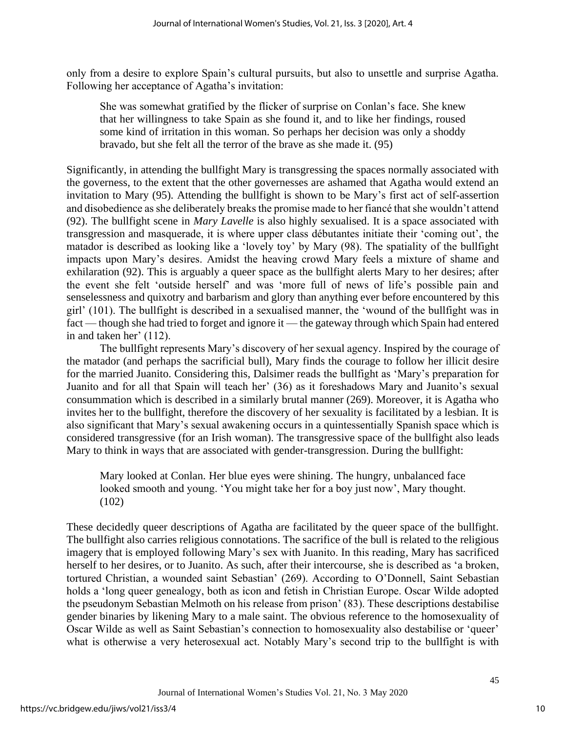only from a desire to explore Spain's cultural pursuits, but also to unsettle and surprise Agatha. Following her acceptance of Agatha's invitation:

> She was somewhat gratified by the flicker of surprise on Conlan's face. She knew that her willingness to take Spain as she found it, and to like her findings, roused some kind of irritation in this woman. So perhaps her decision was only a shoddy bravado, but she felt all the terror of the brave as she made it. (95)

Significantly, in attending the bullfight Mary is transgressing the spaces normally associated with the governess, to the extent that the other governesses are ashamed that Agatha would extend an invitation to Mary (95). Attending the bullfight is shown to be Mary's first act of self-assertion and disobedience as she deliberately breaks the promise made to her fiancé that she wouldn't attend (92). The bullfight scene in *Mary Lavelle* is also highly sexualised. It is a space associated with transgression and masquerade, it is where upper class débutantes initiate their 'coming out', the matador is described as looking like a 'lovely toy' by Mary (98). The spatiality of the bullfight impacts upon Mary's desires. Amidst the heaving crowd Mary feels a mixture of shame and exhilaration (92). This is arguably a queer space as the bullfight alerts Mary to her desires; after the event she felt 'outside herself' and was 'more full of news of life's possible pain and senselessness and quixotry and barbarism and glory than anything ever before encountered by this girl' (101). The bullfight is described in a sexualised manner, the 'wound of the bullfight was in fact — though she had tried to forget and ignore it — the gateway through which Spain had entered in and taken her' (112).

The bullfight represents Mary's discovery of her sexual agency. Inspired by the courage of the matador (and perhaps the sacrificial bull), Mary finds the courage to follow her illicit desire for the married Juanito. Considering this, Dalsimer reads the bullfight as 'Mary's preparation for Juanito and for all that Spain will teach her' (36) as it foreshadows Mary and Juanito's sexual consummation which is described in a similarly brutal manner (269). Moreover, it is Agatha who invites her to the bullfight, therefore the discovery of her sexuality is facilitated by a lesbian. It is also significant that Mary's sexual awakening occurs in a quintessentially Spanish space which is considered transgressive (for an Irish woman). The transgressive space of the bullfight also leads Mary to think in ways that are associated with gender-transgression. During the bullfight:

> Mary looked at Conlan. Her blue eyes were shining. The hungry, unbalanced face looked smooth and young. 'You might take her for a boy just now', Mary thought. (102)

These decidedly queer descriptions of Agatha are facilitated by the queer space of the bullfight. The bullfight also carries religious connotations. The sacrifice of the bull is related to the religious imagery that is employed following Mary's sex with Juanito. In this reading, Mary has sacrificed herself to her desires, or to Juanito. As such, after their intercourse, she is described as 'a broken, tortured Christian, a wounded saint Sebastian' (269). According to O'Donnell, Saint Sebastian holds a 'long queer genealogy, both as icon and fetish in Christian Europe. Oscar Wilde adopted the pseudonym Sebastian Melmoth on his release from prison' (83). These descriptions destabilise gender binaries by likening Mary to a male saint. The obvious reference to the homosexuality of Oscar Wilde as well as Saint Sebastian's connection to homosexuality also destabilise or 'queer' what is otherwise a very heterosexual act. Notably Mary's second trip to the bullfight is with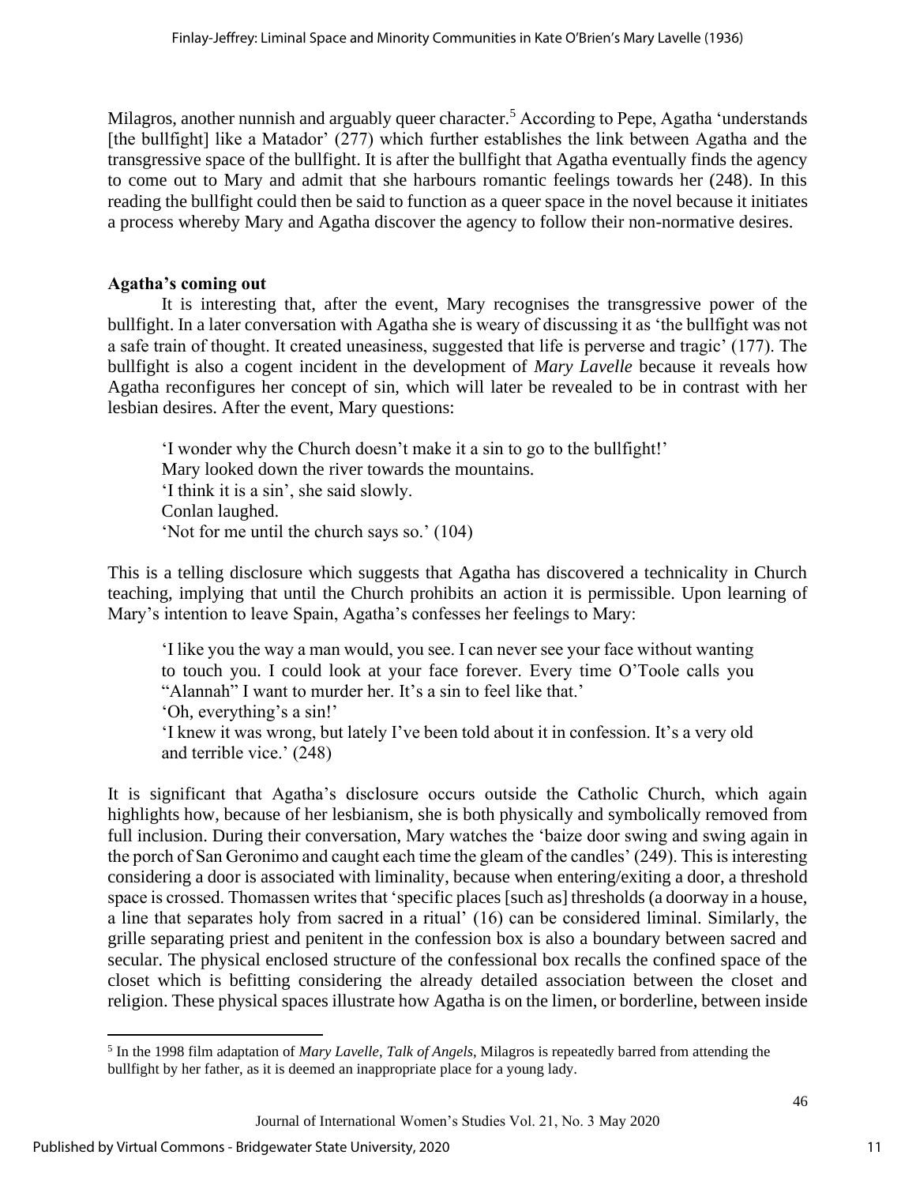Milagros, another nunnish and arguably queer character.[5] According to Pepe, Agatha 'understands [the bullfight] like a Matador' (277) which further establishes the link between Agatha and the transgressive space of the bullfight. It is after the bullfight that Agatha eventually finds the agency to come out to Mary and admit that she harbours romantic feelings towards her (248). In this reading the bullfight could then be said to function as a queer space in the novel because it initiates a process whereby Mary and Agatha discover the agency to follow their non-normative desires.

**Agatha's coming out**

It is interesting that, after the event, Mary recognises the transgressive power of the bullfight. In a later conversation with Agatha she is weary of discussing it as 'the bullfight was not a safe train of thought. It created uneasiness, suggested that life is perverse and tragic' (177). The bullfight is also a cogent incident in the development of *Mary Lavelle* because it reveals how Agatha reconfigures her concept of sin, which will later be revealed to be in contrast with her lesbian desires. After the event, Mary questions:

> 'I wonder why the Church doesn't make it a sin to go to the bullfight!'
> Mary looked down the river towards the mountains.
> 'I think it is a sin', she said slowly.
> Conlan laughed.
> 'Not for me until the church says so.' (104)

This is a telling disclosure which suggests that Agatha has discovered a technicality in Church teaching, implying that until the Church prohibits an action it is permissible. Upon learning of Mary's intention to leave Spain, Agatha's confesses her feelings to Mary:

> 'I like you the way a man would, you see. I can never see your face without wanting to touch you. I could look at your face forever. Every time O'Toole calls you "Alannah" I want to murder her. It's a sin to feel like that.'
> 'Oh, everything's a sin!'
> 'I knew it was wrong, but lately I've been told about it in confession. It's a very old and terrible vice.' (248)

It is significant that Agatha's disclosure occurs outside the Catholic Church, which again highlights how, because of her lesbianism, she is both physically and symbolically removed from full inclusion. During their conversation, Mary watches the 'baize door swing and swing again in the porch of San Geronimo and caught each time the gleam of the candles' (249). This is interesting considering a door is associated with liminality, because when entering/exiting a door, a threshold space is crossed. Thomassen writes that 'specific places [such as] thresholds (a doorway in a house, a line that separates holy from sacred in a ritual' (16) can be considered liminal. Similarly, the grille separating priest and penitent in the confession box is also a boundary between sacred and secular. The physical enclosed structure of the confessional box recalls the confined space of the closet which is befitting considering the already detailed association between the closet and religion. These physical spaces illustrate how Agatha is on the limen, or borderline, between inside

---

[5] In the 1998 film adaptation of *Mary Lavelle*, *Talk of Angels*, Milagros is repeatedly barred from attending the bullfight by her father, as it is deemed an inappropriate place for a young lady.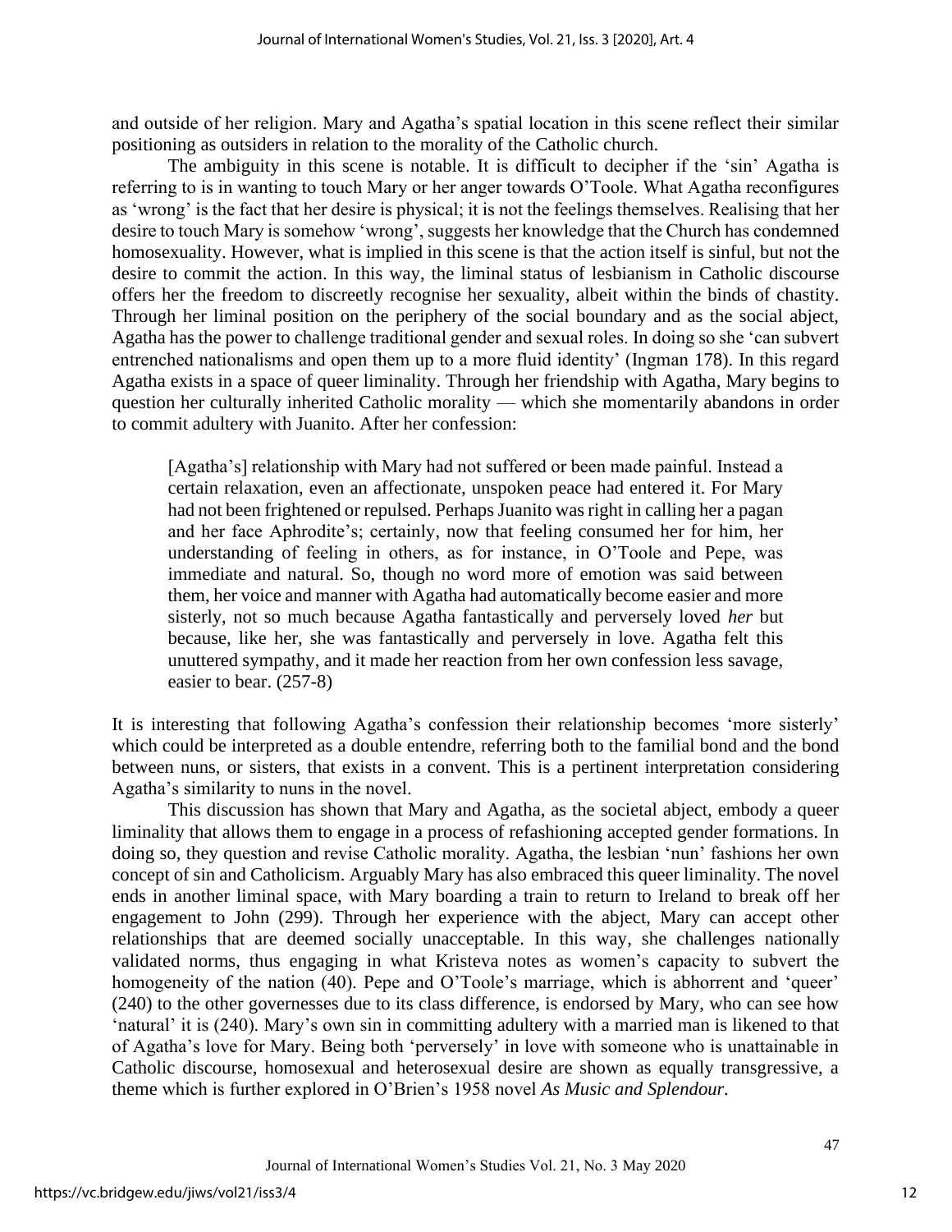and outside of her religion. Mary and Agatha's spatial location in this scene reflect their similar positioning as outsiders in relation to the morality of the Catholic church.

The ambiguity in this scene is notable. It is difficult to decipher if the 'sin' Agatha is referring to is in wanting to touch Mary or her anger towards O'Toole. What Agatha reconfigures as 'wrong' is the fact that her desire is physical; it is not the feelings themselves. Realising that her desire to touch Mary is somehow 'wrong', suggests her knowledge that the Church has condemned homosexuality. However, what is implied in this scene is that the action itself is sinful, but not the desire to commit the action. In this way, the liminal status of lesbianism in Catholic discourse offers her the freedom to discreetly recognise her sexuality, albeit within the binds of chastity. Through her liminal position on the periphery of the social boundary and as the social abject, Agatha has the power to challenge traditional gender and sexual roles. In doing so she 'can subvert entrenched nationalisms and open them up to a more fluid identity' (Ingman 178). In this regard Agatha exists in a space of queer liminality. Through her friendship with Agatha, Mary begins to question her culturally inherited Catholic morality — which she momentarily abandons in order to commit adultery with Juanito. After her confession:

> [Agatha's] relationship with Mary had not suffered or been made painful. Instead a certain relaxation, even an affectionate, unspoken peace had entered it. For Mary had not been frightened or repulsed. Perhaps Juanito was right in calling her a pagan and her face Aphrodite's; certainly, now that feeling consumed her for him, her understanding of feeling in others, as for instance, in O'Toole and Pepe, was immediate and natural. So, though no word more of emotion was said between them, her voice and manner with Agatha had automatically become easier and more sisterly, not so much because Agatha fantastically and perversely loved *her* but because, like her, she was fantastically and perversely in love. Agatha felt this unuttered sympathy, and it made her reaction from her own confession less savage, easier to bear. (257-8)

It is interesting that following Agatha's confession their relationship becomes 'more sisterly' which could be interpreted as a double entendre, referring both to the familial bond and the bond between nuns, or sisters, that exists in a convent. This is a pertinent interpretation considering Agatha's similarity to nuns in the novel.

This discussion has shown that Mary and Agatha, as the societal abject, embody a queer liminality that allows them to engage in a process of refashioning accepted gender formations. In doing so, they question and revise Catholic morality. Agatha, the lesbian 'nun' fashions her own concept of sin and Catholicism. Arguably Mary has also embraced this queer liminality. The novel ends in another liminal space, with Mary boarding a train to return to Ireland to break off her engagement to John (299). Through her experience with the abject, Mary can accept other relationships that are deemed socially unacceptable. In this way, she challenges nationally validated norms, thus engaging in what Kristeva notes as women's capacity to subvert the homogeneity of the nation (40). Pepe and O'Toole's marriage, which is abhorrent and 'queer' (240) to the other governesses due to its class difference, is endorsed by Mary, who can see how 'natural' it is (240). Mary's own sin in committing adultery with a married man is likened to that of Agatha's love for Mary. Being both 'perversely' in love with someone who is unattainable in Catholic discourse, homosexual and heterosexual desire are shown as equally transgressive, a theme which is further explored in O'Brien's 1958 novel *As Music and Splendour*.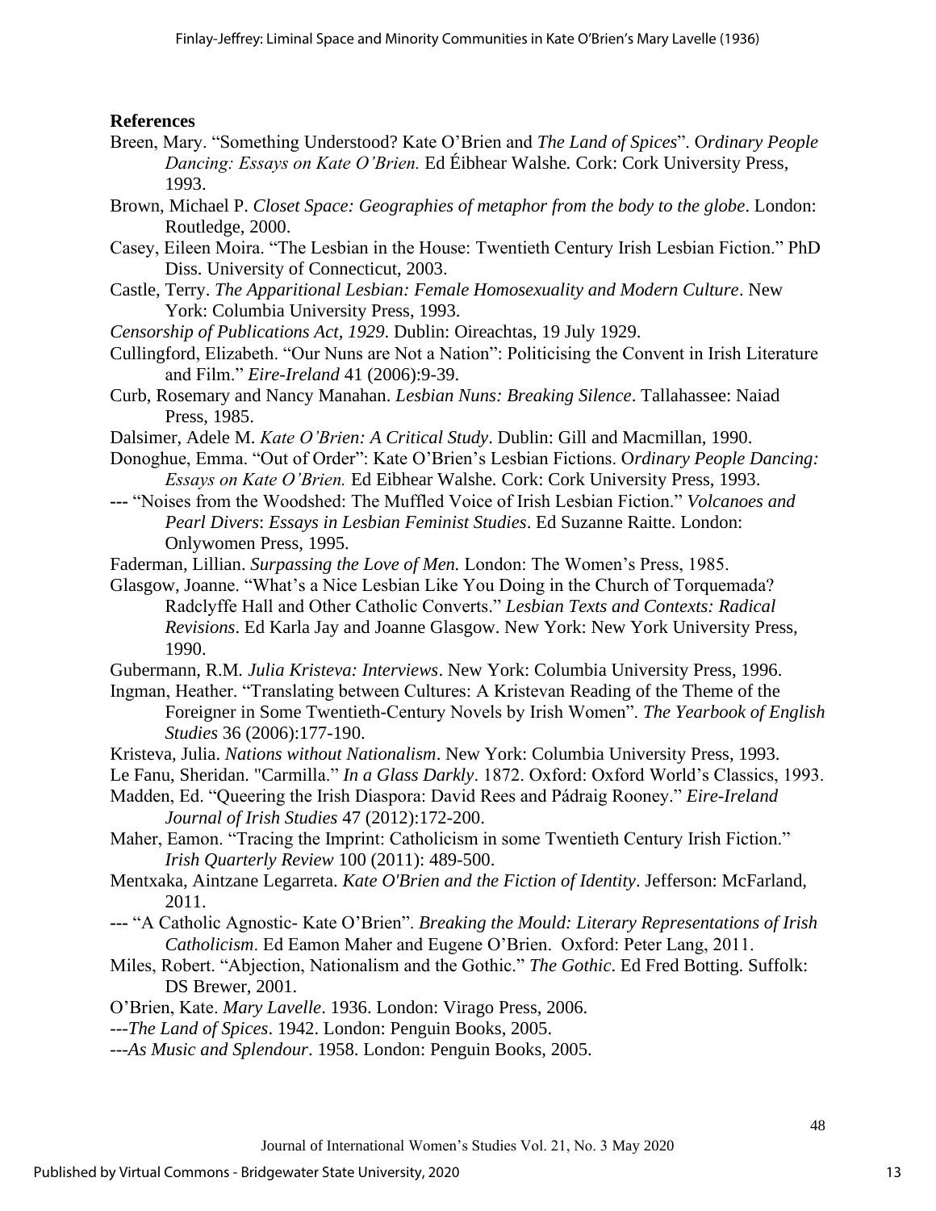**References**

Breen, Mary. "Something Understood? Kate O'Brien and *The Land of Spices*". O*rdinary People Dancing: Essays on Kate O'Brien.* Ed Éibhear Walshe*.* Cork: Cork University Press, 1993.

Brown, Michael P. *Closet Space: Geographies of metaphor from the body to the globe*. London: Routledge, 2000.

Casey, Eileen Moira. "The Lesbian in the House: Twentieth Century Irish Lesbian Fiction." PhD Diss. University of Connecticut, 2003.

Castle, Terry. *The Apparitional Lesbian: Female Homosexuality and Modern Culture*. New York: Columbia University Press, 1993.

*Censorship of Publications Act, 1929*. Dublin: Oireachtas, 19 July 1929.

Cullingford, Elizabeth. "Our Nuns are Not a Nation": Politicising the Convent in Irish Literature and Film." *Eire-Ireland* 41 (2006):9-39.

Curb, Rosemary and Nancy Manahan. *Lesbian Nuns: Breaking Silence*. Tallahassee: Naiad Press, 1985.

Dalsimer, Adele M. *Kate O'Brien: A Critical Study*. Dublin: Gill and Macmillan, 1990.

Donoghue, Emma. "Out of Order": Kate O'Brien's Lesbian Fictions. O*rdinary People Dancing: Essays on Kate O'Brien.* Ed Eibhear Walshe. Cork: Cork University Press, 1993.

--- "Noises from the Woodshed: The Muffled Voice of Irish Lesbian Fiction." *Volcanoes and Pearl Divers*: *Essays in Lesbian Feminist Studies*. Ed Suzanne Raitte. London: Onlywomen Press, 1995.

Faderman, Lillian. *Surpassing the Love of Men.* London: The Women's Press, 1985.

Glasgow, Joanne. "What's a Nice Lesbian Like You Doing in the Church of Torquemada? Radclyffe Hall and Other Catholic Converts." *Lesbian Texts and Contexts: Radical Revisions*. Ed Karla Jay and Joanne Glasgow. New York: New York University Press, 1990.

Gubermann, R.M. *Julia Kristeva: Interviews*. New York: Columbia University Press, 1996.

Ingman, Heather. "Translating between Cultures: A Kristevan Reading of the Theme of the Foreigner in Some Twentieth-Century Novels by Irish Women". *The Yearbook of English Studies* 36 (2006):177-190.

Kristeva, Julia. *Nations without Nationalism*. New York: Columbia University Press, 1993.

Le Fanu, Sheridan. "Carmilla." *In a Glass Darkly*. 1872. Oxford: Oxford World's Classics, 1993.

Madden, Ed. "Queering the Irish Diaspora: David Rees and Pádraig Rooney." *Eire-Ireland Journal of Irish Studies* 47 (2012):172-200.

Maher, Eamon. "Tracing the Imprint: Catholicism in some Twentieth Century Irish Fiction." *Irish Quarterly Review* 100 (2011): 489-500.

Mentxaka, Aintzane Legarreta. *Kate O'Brien and the Fiction of Identity*. Jefferson: McFarland, 2011.

--- "A Catholic Agnostic- Kate O'Brien". *Breaking the Mould: Literary Representations of Irish Catholicism*. Ed Eamon Maher and Eugene O'Brien. Oxford: Peter Lang, 2011.

Miles, Robert. "Abjection, Nationalism and the Gothic." *The Gothic*. Ed Fred Botting. Suffolk: DS Brewer, 2001.

O'Brien, Kate. *Mary Lavelle*. 1936. London: Virago Press, 2006.

---*The Land of Spices*. 1942. London: Penguin Books, 2005.

---*As Music and Splendour*. 1958. London: Penguin Books, 2005.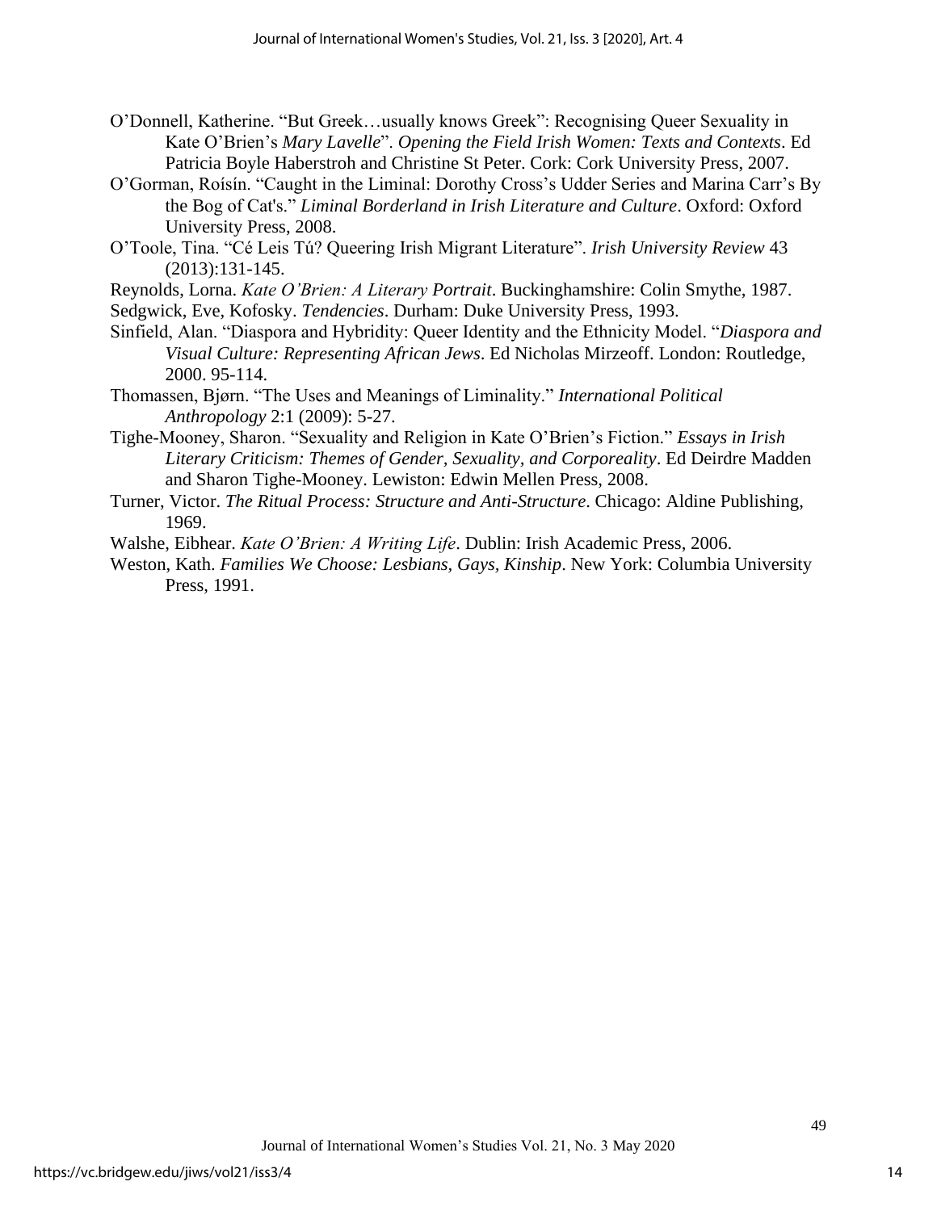O'Donnell, Katherine. "But Greek…usually knows Greek": Recognising Queer Sexuality in Kate O'Brien's *Mary Lavelle*". *Opening the Field Irish Women: Texts and Contexts*. Ed Patricia Boyle Haberstroh and Christine St Peter. Cork: Cork University Press, 2007.

O'Gorman, Roísín. "Caught in the Liminal: Dorothy Cross's Udder Series and Marina Carr's By the Bog of Cat's." *Liminal Borderland in Irish Literature and Culture*. Oxford: Oxford University Press, 2008.

O'Toole, Tina. "Cé Leis Tú? Queering Irish Migrant Literature". *Irish University Review* 43 (2013):131-145.

Reynolds, Lorna. *Kate O'Brien: A Literary Portrait*. Buckinghamshire: Colin Smythe, 1987.

Sedgwick, Eve, Kofosky. *Tendencies*. Durham: Duke University Press, 1993.

Sinfield, Alan. "Diaspora and Hybridity: Queer Identity and the Ethnicity Model. "*Diaspora and Visual Culture: Representing African Jews*. Ed Nicholas Mirzeoff. London: Routledge, 2000. 95-114.

Thomassen, Bjørn. "The Uses and Meanings of Liminality." *International Political Anthropology* 2:1 (2009): 5-27.

Tighe-Mooney, Sharon. "Sexuality and Religion in Kate O'Brien's Fiction." *Essays in Irish Literary Criticism: Themes of Gender, Sexuality, and Corporeality*. Ed Deirdre Madden and Sharon Tighe-Mooney. Lewiston: Edwin Mellen Press, 2008.

Turner, Victor. *The Ritual Process: Structure and Anti-Structure*. Chicago: Aldine Publishing, 1969.

Walshe, Eibhear. *Kate O'Brien: A Writing Life*. Dublin: Irish Academic Press, 2006.

Weston, Kath. *Families We Choose: Lesbians, Gays, Kinship*. New York: Columbia University Press, 1991.